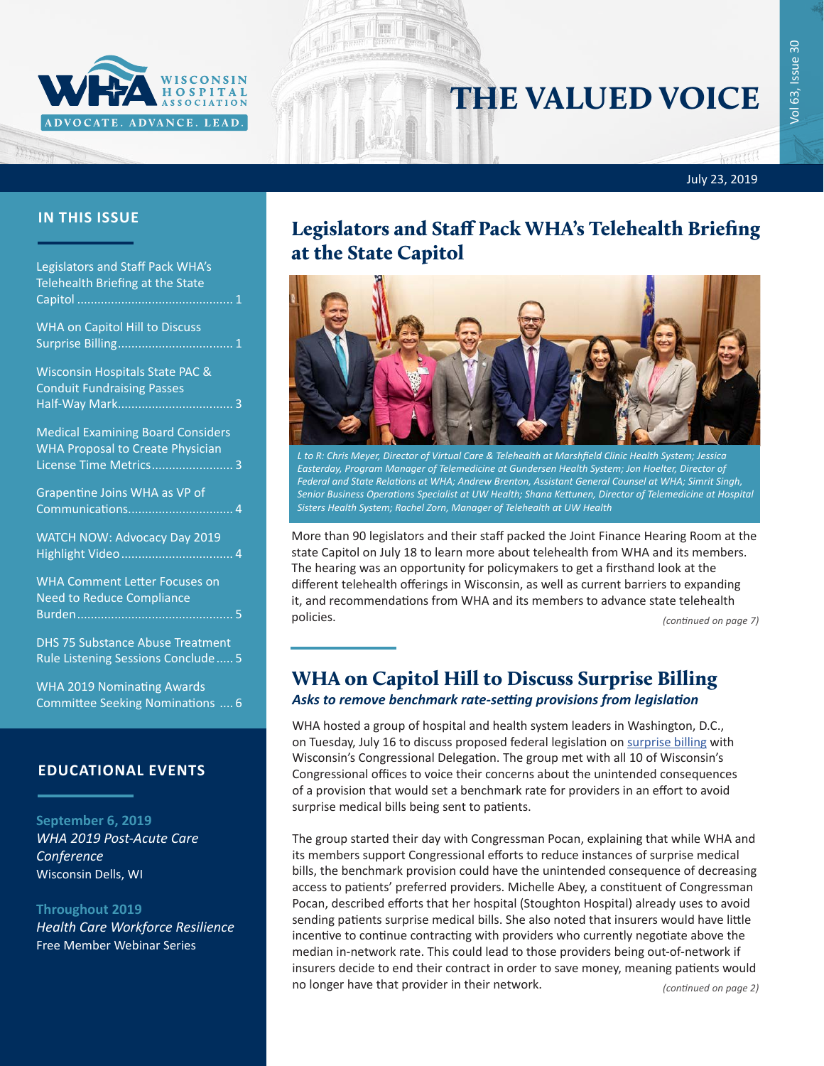# THE VALUED VOICE

WISCONSIN HOSPITAL ASSOCIATION — ADVOCATE. ADVANCE. LEAD.

July 23, 2019

## IN THIS ISSUE

- Legislators and Staff Pack WHA's Telehealth Briefing at the State Capitol ..... 1
- WHA on Capitol Hill to Discuss Surprise Billing ..... 1
- Wisconsin Hospitals State PAC & Conduit Fundraising Passes Half-Way Mark ..... 3
- Medical Examining Board Considers WHA Proposal to Create Physician License Time Metrics ..... 3
- Grapentine Joins WHA as VP of Communications ..... 4
- WATCH NOW: Advocacy Day 2019 Highlight Video ..... 4
- WHA Comment Letter Focuses on Need to Reduce Compliance Burden ..... 5
- DHS 75 Substance Abuse Treatment Rule Listening Sessions Conclude ..... 5
- WHA 2019 Nominating Awards Committee Seeking Nominations ..... 6

## EDUCATIONAL EVENTS

**September 6, 2019**
*WHA 2019 Post-Acute Care Conference*
Wisconsin Dells, WI

**Throughout 2019**
*Health Care Workforce Resilience*
Free Member Webinar Series

## Legislators and Staff Pack WHA's Telehealth Briefing at the State Capitol

*L to R: Chris Meyer, Director of Virtual Care & Telehealth at Marshfield Clinic Health System; Jessica Easterday, Program Manager of Telemedicine at Gundersen Health System; Jon Hoelter, Director of Federal and State Relations at WHA; Andrew Brenton, Assistant General Counsel at WHA; Simrit Singh, Senior Business Operations Specialist at UW Health; Shana Kettunen, Director of Telemedicine at Hospital Sisters Health System; Rachel Zorn, Manager of Telehealth at UW Health*

More than 90 legislators and their staff packed the Joint Finance Hearing Room at the state Capitol on July 18 to learn more about telehealth from WHA and its members. The hearing was an opportunity for policymakers to get a firsthand look at the different telehealth offerings in Wisconsin, as well as current barriers to expanding it, and recommendations from WHA and its members to advance state telehealth policies.

*(continued on page 7)*

## WHA on Capitol Hill to Discuss Surprise Billing

***Asks to remove benchmark rate-setting provisions from legislation***

WHA hosted a group of hospital and health system leaders in Washington, D.C., on Tuesday, July 16 to discuss proposed federal legislation on surprise billing with Wisconsin's Congressional Delegation. The group met with all 10 of Wisconsin's Congressional offices to voice their concerns about the unintended consequences of a provision that would set a benchmark rate for providers in an effort to avoid surprise medical bills being sent to patients.

The group started their day with Congressman Pocan, explaining that while WHA and its members support Congressional efforts to reduce instances of surprise medical bills, the benchmark provision could have the unintended consequence of decreasing access to patients' preferred providers. Michelle Abey, a constituent of Congressman Pocan, described efforts that her hospital (Stoughton Hospital) already uses to avoid sending patients surprise medical bills. She also noted that insurers would have little incentive to continue contracting with providers who currently negotiate above the median in-network rate. This could lead to those providers being out-of-network if insurers decide to end their contract in order to save money, meaning patients would no longer have that provider in their network.

*(continued on page 2)*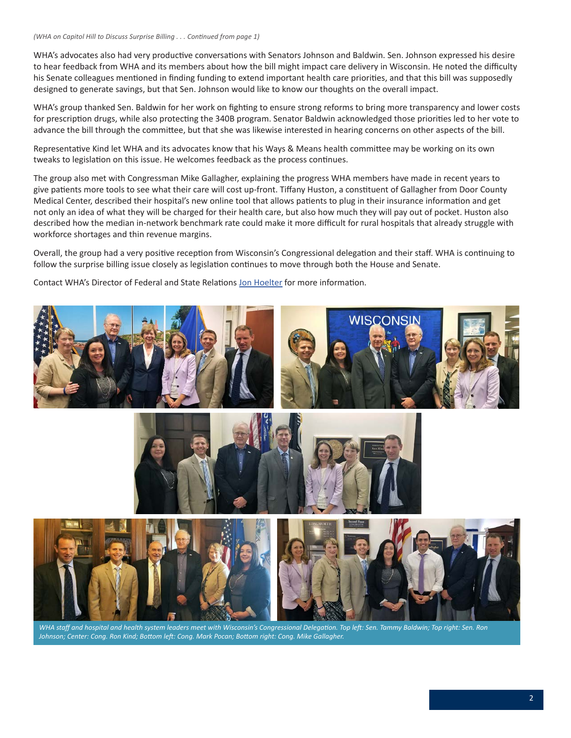*(WHA on Capitol Hill to Discuss Surprise Billing . . . Continued from page 1)*

WHA's advocates also had very productive conversations with Senators Johnson and Baldwin. Sen. Johnson expressed his desire to hear feedback from WHA and its members about how the bill might impact care delivery in Wisconsin. He noted the difficulty his Senate colleagues mentioned in finding funding to extend important health care priorities, and that this bill was supposedly designed to generate savings, but that Sen. Johnson would like to know our thoughts on the overall impact.

WHA's group thanked Sen. Baldwin for her work on fighting to ensure strong reforms to bring more transparency and lower costs for prescription drugs, while also protecting the 340B program. Senator Baldwin acknowledged those priorities led to her vote to advance the bill through the committee, but that she was likewise interested in hearing concerns on other aspects of the bill.

Representative Kind let WHA and its advocates know that his Ways & Means health committee may be working on its own tweaks to legislation on this issue. He welcomes feedback as the process continues.

The group also met with Congressman Mike Gallagher, explaining the progress WHA members have made in recent years to give patients more tools to see what their care will cost up-front. Tiffany Huston, a constituent of Gallagher from Door County Medical Center, described their hospital's new online tool that allows patients to plug in their insurance information and get not only an idea of what they will be charged for their health care, but also how much they will pay out of pocket. Huston also described how the median in-network benchmark rate could make it more difficult for rural hospitals that already struggle with workforce shortages and thin revenue margins.

Overall, the group had a very positive reception from Wisconsin's Congressional delegation and their staff. WHA is continuing to follow the surprise billing issue closely as legislation continues to move through both the House and Senate.

Contact WHA's Director of Federal and State Relations Jon Hoelter for more information.

*WHA staff and hospital and health system leaders meet with Wisconsin's Congressional Delegation. Top left: Sen. Tammy Baldwin; Top right: Sen. Ron Johnson; Center: Cong. Ron Kind; Bottom left: Cong. Mark Pocan; Bottom right: Cong. Mike Gallagher.*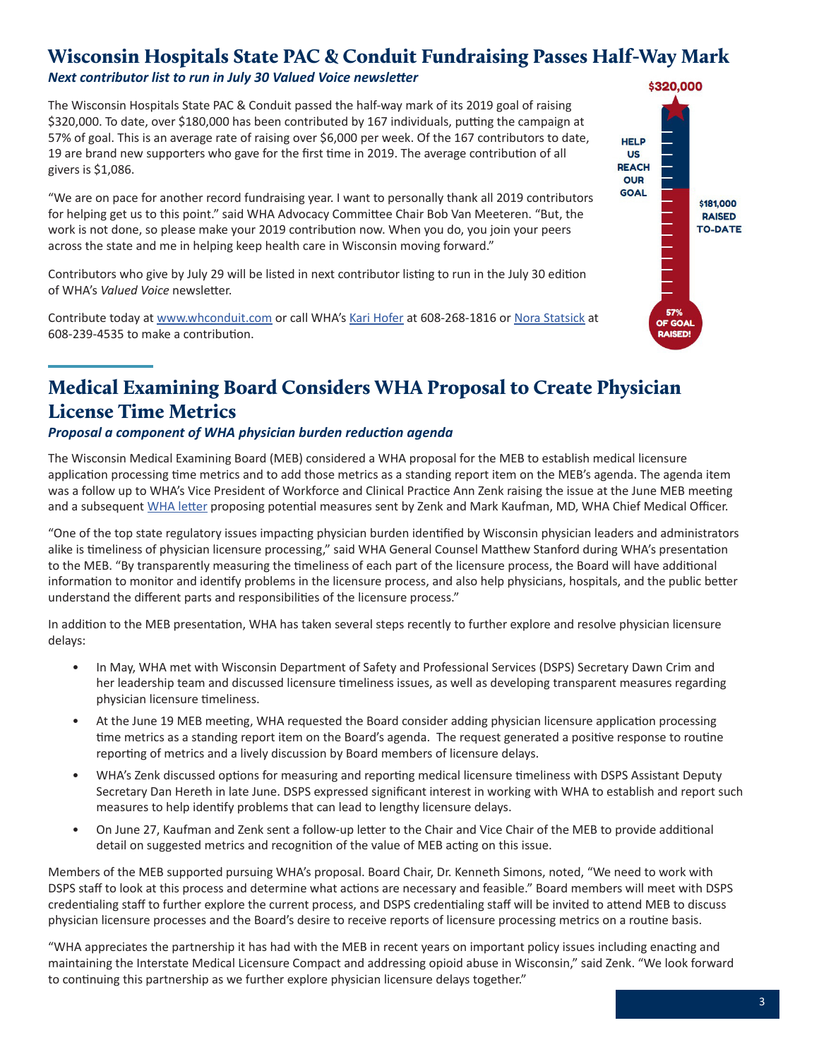# Wisconsin Hospitals State PAC & Conduit Fundraising Passes Half-Way Mark

***Next contributor list to run in July 30 Valued Voice newsletter***

The Wisconsin Hospitals State PAC & Conduit passed the half-way mark of its 2019 goal of raising $320,000. To date, over $180,000 has been contributed by 167 individuals, putting the campaign at 57% of goal. This is an average rate of raising over $6,000 per week. Of the 167 contributors to date, 19 are brand new supporters who gave for the first time in 2019. The average contribution of all givers is $1,086.

"We are on pace for another record fundraising year. I want to personally thank all 2019 contributors for helping get us to this point." said WHA Advocacy Committee Chair Bob Van Meeteren. "But, the work is not done, so please make your 2019 contribution now. When you do, you join your peers across the state and me in helping keep health care in Wisconsin moving forward."

Contributors who give by July 29 will be listed in next contributor listing to run in the July 30 edition of WHA's *Valued Voice* newsletter.

Contribute today at www.whconduit.com or call WHA's Kari Hofer at 608-268-1816 or Nora Statsick at 608-239-4535 to make a contribution.

$320,000

HELP US REACH OUR GOAL

$181,000 RAISED TO-DATE

57% OF GOAL RAISED!

# Medical Examining Board Considers WHA Proposal to Create Physician License Time Metrics

***Proposal a component of WHA physician burden reduction agenda***

The Wisconsin Medical Examining Board (MEB) considered a WHA proposal for the MEB to establish medical licensure application processing time metrics and to add those metrics as a standing report item on the MEB's agenda. The agenda item was a follow up to WHA's Vice President of Workforce and Clinical Practice Ann Zenk raising the issue at the June MEB meeting and a subsequent WHA letter proposing potential measures sent by Zenk and Mark Kaufman, MD, WHA Chief Medical Officer.

"One of the top state regulatory issues impacting physician burden identified by Wisconsin physician leaders and administrators alike is timeliness of physician licensure processing," said WHA General Counsel Matthew Stanford during WHA's presentation to the MEB. "By transparently measuring the timeliness of each part of the licensure process, the Board will have additional information to monitor and identify problems in the licensure process, and also help physicians, hospitals, and the public better understand the different parts and responsibilities of the licensure process."

In addition to the MEB presentation, WHA has taken several steps recently to further explore and resolve physician licensure delays:

- In May, WHA met with Wisconsin Department of Safety and Professional Services (DSPS) Secretary Dawn Crim and her leadership team and discussed licensure timeliness issues, as well as developing transparent measures regarding physician licensure timeliness.
- At the June 19 MEB meeting, WHA requested the Board consider adding physician licensure application processing time metrics as a standing report item on the Board's agenda. The request generated a positive response to routine reporting of metrics and a lively discussion by Board members of licensure delays.
- WHA's Zenk discussed options for measuring and reporting medical licensure timeliness with DSPS Assistant Deputy Secretary Dan Hereth in late June. DSPS expressed significant interest in working with WHA to establish and report such measures to help identify problems that can lead to lengthy licensure delays.
- On June 27, Kaufman and Zenk sent a follow-up letter to the Chair and Vice Chair of the MEB to provide additional detail on suggested metrics and recognition of the value of MEB acting on this issue.

Members of the MEB supported pursuing WHA's proposal. Board Chair, Dr. Kenneth Simons, noted, "We need to work with DSPS staff to look at this process and determine what actions are necessary and feasible." Board members will meet with DSPS credentialing staff to further explore the current process, and DSPS credentialing staff will be invited to attend MEB to discuss physician licensure processes and the Board's desire to receive reports of licensure processing metrics on a routine basis.

"WHA appreciates the partnership it has had with the MEB in recent years on important policy issues including enacting and maintaining the Interstate Medical Licensure Compact and addressing opioid abuse in Wisconsin," said Zenk. "We look forward to continuing this partnership as we further explore physician licensure delays together."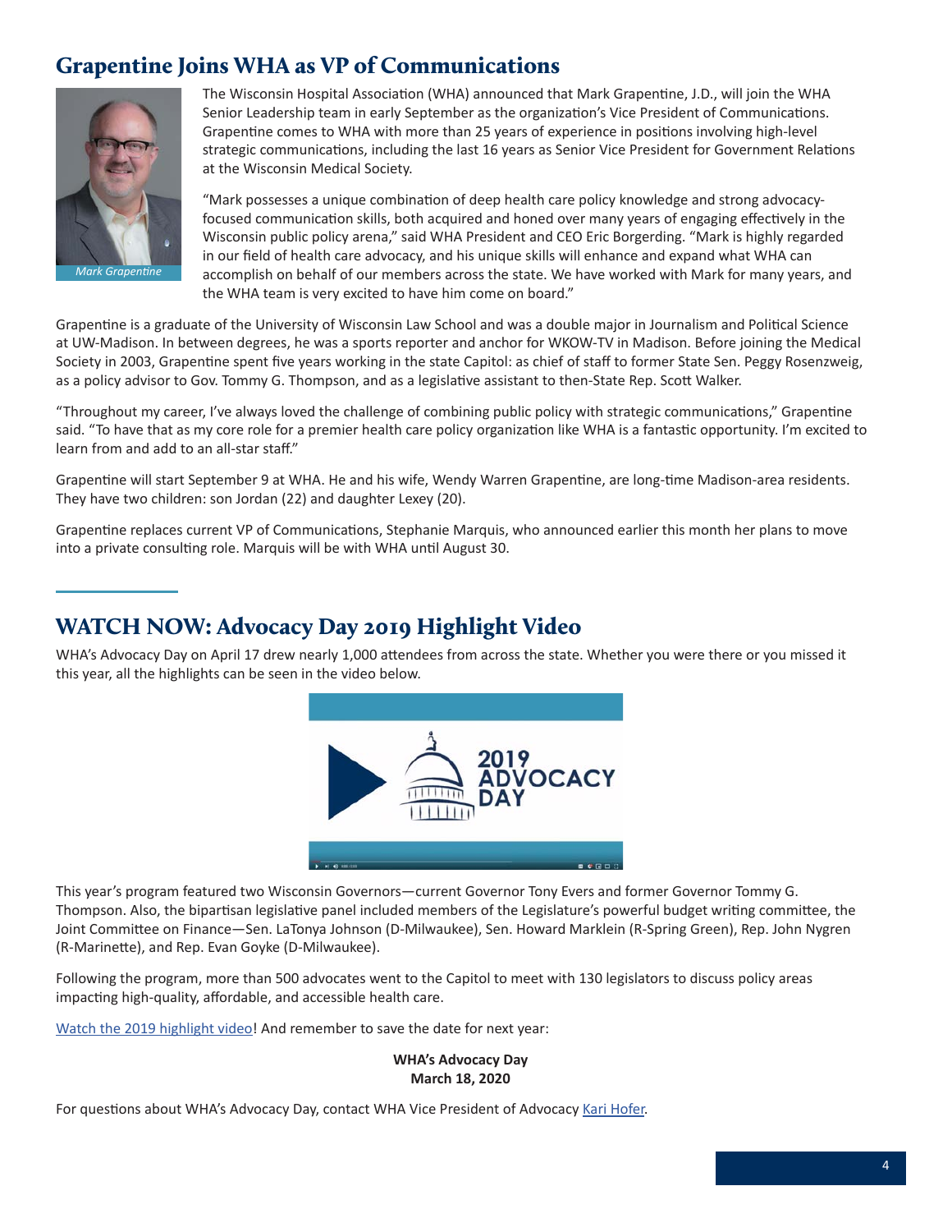## Grapentine Joins WHA as VP of Communications

*Mark Grapentine*

The Wisconsin Hospital Association (WHA) announced that Mark Grapentine, J.D., will join the WHA Senior Leadership team in early September as the organization's Vice President of Communications. Grapentine comes to WHA with more than 25 years of experience in positions involving high-level strategic communications, including the last 16 years as Senior Vice President for Government Relations at the Wisconsin Medical Society.

"Mark possesses a unique combination of deep health care policy knowledge and strong advocacy-focused communication skills, both acquired and honed over many years of engaging effectively in the Wisconsin public policy arena," said WHA President and CEO Eric Borgerding. "Mark is highly regarded in our field of health care advocacy, and his unique skills will enhance and expand what WHA can accomplish on behalf of our members across the state. We have worked with Mark for many years, and the WHA team is very excited to have him come on board."

Grapentine is a graduate of the University of Wisconsin Law School and was a double major in Journalism and Political Science at UW-Madison. In between degrees, he was a sports reporter and anchor for WKOW-TV in Madison. Before joining the Medical Society in 2003, Grapentine spent five years working in the state Capitol: as chief of staff to former State Sen. Peggy Rosenzweig, as a policy advisor to Gov. Tommy G. Thompson, and as a legislative assistant to then-State Rep. Scott Walker.

"Throughout my career, I've always loved the challenge of combining public policy with strategic communications," Grapentine said. "To have that as my core role for a premier health care policy organization like WHA is a fantastic opportunity. I'm excited to learn from and add to an all-star staff."

Grapentine will start September 9 at WHA. He and his wife, Wendy Warren Grapentine, are long-time Madison-area residents. They have two children: son Jordan (22) and daughter Lexey (20).

Grapentine replaces current VP of Communications, Stephanie Marquis, who announced earlier this month her plans to move into a private consulting role. Marquis will be with WHA until August 30.

## WATCH NOW: Advocacy Day 2019 Highlight Video

WHA's Advocacy Day on April 17 drew nearly 1,000 attendees from across the state. Whether you were there or you missed it this year, all the highlights can be seen in the video below.

This year's program featured two Wisconsin Governors—current Governor Tony Evers and former Governor Tommy G. Thompson. Also, the bipartisan legislative panel included members of the Legislature's powerful budget writing committee, the Joint Committee on Finance—Sen. LaTonya Johnson (D-Milwaukee), Sen. Howard Marklein (R-Spring Green), Rep. John Nygren (R-Marinette), and Rep. Evan Goyke (D-Milwaukee).

Following the program, more than 500 advocates went to the Capitol to meet with 130 legislators to discuss policy areas impacting high-quality, affordable, and accessible health care.

Watch the 2019 highlight video! And remember to save the date for next year:

**WHA's Advocacy Day**
**March 18, 2020**

For questions about WHA's Advocacy Day, contact WHA Vice President of Advocacy Kari Hofer.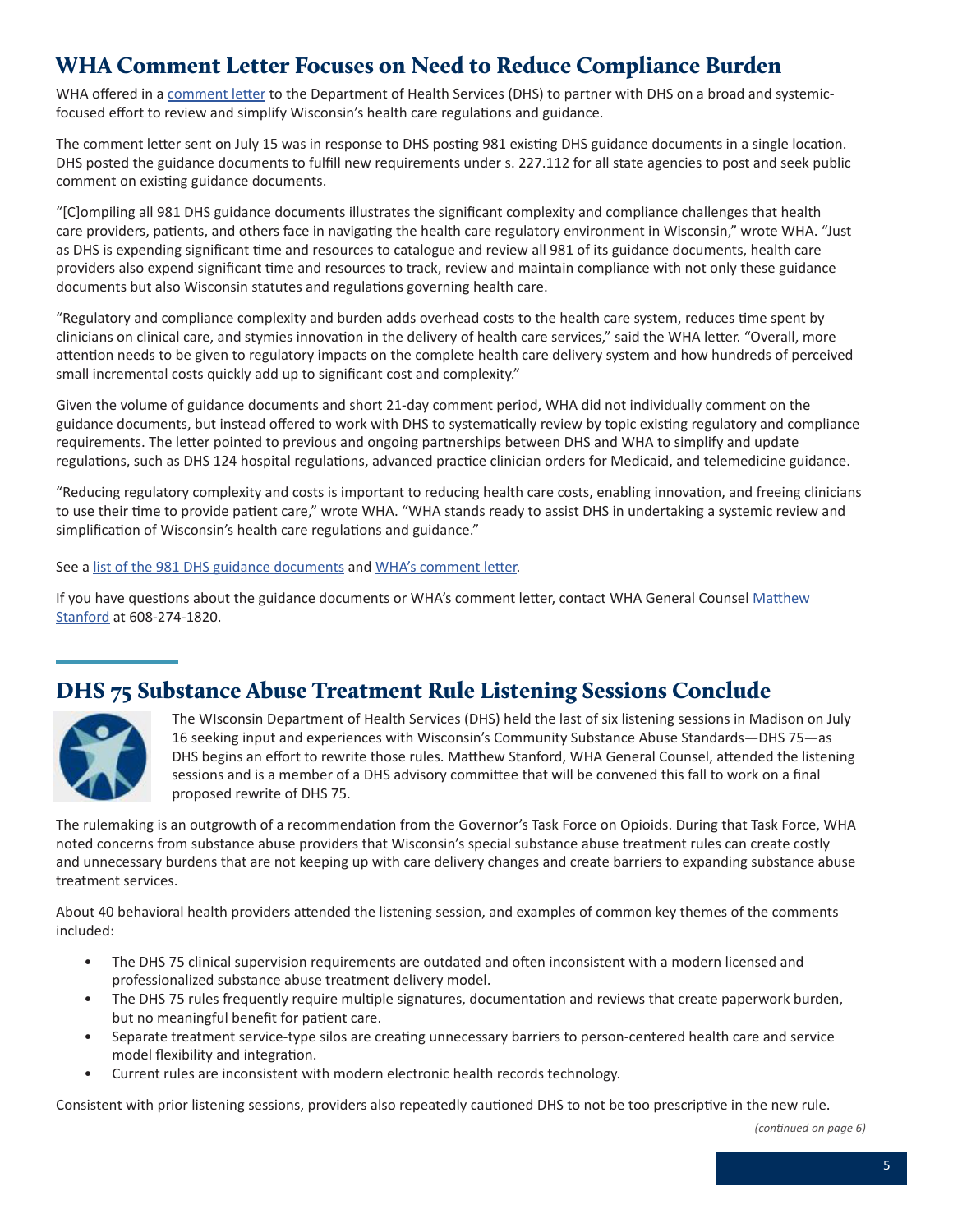## WHA Comment Letter Focuses on Need to Reduce Compliance Burden

WHA offered in a comment letter to the Department of Health Services (DHS) to partner with DHS on a broad and systemic-focused effort to review and simplify Wisconsin's health care regulations and guidance.

The comment letter sent on July 15 was in response to DHS posting 981 existing DHS guidance documents in a single location. DHS posted the guidance documents to fulfill new requirements under s. 227.112 for all state agencies to post and seek public comment on existing guidance documents.

"[C]ompiling all 981 DHS guidance documents illustrates the significant complexity and compliance challenges that health care providers, patients, and others face in navigating the health care regulatory environment in Wisconsin," wrote WHA. "Just as DHS is expending significant time and resources to catalogue and review all 981 of its guidance documents, health care providers also expend significant time and resources to track, review and maintain compliance with not only these guidance documents but also Wisconsin statutes and regulations governing health care.

"Regulatory and compliance complexity and burden adds overhead costs to the health care system, reduces time spent by clinicians on clinical care, and stymies innovation in the delivery of health care services," said the WHA letter. "Overall, more attention needs to be given to regulatory impacts on the complete health care delivery system and how hundreds of perceived small incremental costs quickly add up to significant cost and complexity."

Given the volume of guidance documents and short 21-day comment period, WHA did not individually comment on the guidance documents, but instead offered to work with DHS to systematically review by topic existing regulatory and compliance requirements. The letter pointed to previous and ongoing partnerships between DHS and WHA to simplify and update regulations, such as DHS 124 hospital regulations, advanced practice clinician orders for Medicaid, and telemedicine guidance.

"Reducing regulatory complexity and costs is important to reducing health care costs, enabling innovation, and freeing clinicians to use their time to provide patient care," wrote WHA. "WHA stands ready to assist DHS in undertaking a systemic review and simplification of Wisconsin's health care regulations and guidance."

See a list of the 981 DHS guidance documents and WHA's comment letter.

If you have questions about the guidance documents or WHA's comment letter, contact WHA General Counsel Matthew Stanford at 608-274-1820.

## DHS 75 Substance Abuse Treatment Rule Listening Sessions Conclude

The WIsconsin Department of Health Services (DHS) held the last of six listening sessions in Madison on July 16 seeking input and experiences with Wisconsin's Community Substance Abuse Standards—DHS 75—as DHS begins an effort to rewrite those rules. Matthew Stanford, WHA General Counsel, attended the listening sessions and is a member of a DHS advisory committee that will be convened this fall to work on a final proposed rewrite of DHS 75.

The rulemaking is an outgrowth of a recommendation from the Governor's Task Force on Opioids. During that Task Force, WHA noted concerns from substance abuse providers that Wisconsin's special substance abuse treatment rules can create costly and unnecessary burdens that are not keeping up with care delivery changes and create barriers to expanding substance abuse treatment services.

About 40 behavioral health providers attended the listening session, and examples of common key themes of the comments included:

- The DHS 75 clinical supervision requirements are outdated and often inconsistent with a modern licensed and professionalized substance abuse treatment delivery model.
- The DHS 75 rules frequently require multiple signatures, documentation and reviews that create paperwork burden, but no meaningful benefit for patient care.
- Separate treatment service-type silos are creating unnecessary barriers to person-centered health care and service model flexibility and integration.
- Current rules are inconsistent with modern electronic health records technology.

Consistent with prior listening sessions, providers also repeatedly cautioned DHS to not be too prescriptive in the new rule.

*(continued on page 6)*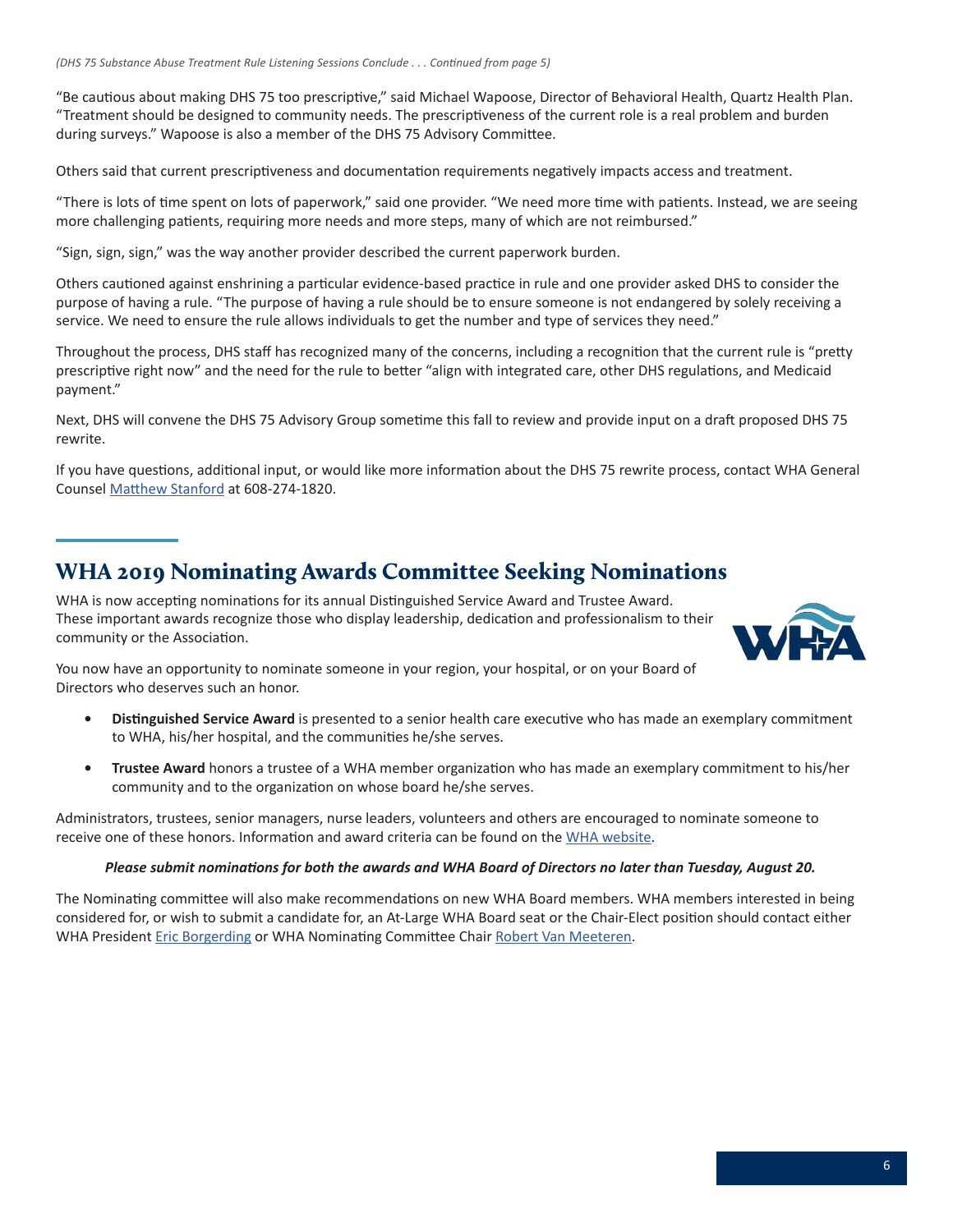*(DHS 75 Substance Abuse Treatment Rule Listening Sessions Conclude . . . Continued from page 5)*

"Be cautious about making DHS 75 too prescriptive," said Michael Wapoose, Director of Behavioral Health, Quartz Health Plan. "Treatment should be designed to community needs. The prescriptiveness of the current role is a real problem and burden during surveys." Wapoose is also a member of the DHS 75 Advisory Committee.

Others said that current prescriptiveness and documentation requirements negatively impacts access and treatment.

"There is lots of time spent on lots of paperwork," said one provider. "We need more time with patients. Instead, we are seeing more challenging patients, requiring more needs and more steps, many of which are not reimbursed."

"Sign, sign, sign," was the way another provider described the current paperwork burden.

Others cautioned against enshrining a particular evidence-based practice in rule and one provider asked DHS to consider the purpose of having a rule. "The purpose of having a rule should be to ensure someone is not endangered by solely receiving a service. We need to ensure the rule allows individuals to get the number and type of services they need."

Throughout the process, DHS staff has recognized many of the concerns, including a recognition that the current rule is "pretty prescriptive right now" and the need for the rule to better "align with integrated care, other DHS regulations, and Medicaid payment."

Next, DHS will convene the DHS 75 Advisory Group sometime this fall to review and provide input on a draft proposed DHS 75 rewrite.

If you have questions, additional input, or would like more information about the DHS 75 rewrite process, contact WHA General Counsel Matthew Stanford at 608-274-1820.

## WHA 2019 Nominating Awards Committee Seeking Nominations

WHA is now accepting nominations for its annual Distinguished Service Award and Trustee Award. These important awards recognize those who display leadership, dedication and professionalism to their community or the Association.

You now have an opportunity to nominate someone in your region, your hospital, or on your Board of Directors who deserves such an honor.

- **Distinguished Service Award** is presented to a senior health care executive who has made an exemplary commitment to WHA, his/her hospital, and the communities he/she serves.
- **Trustee Award** honors a trustee of a WHA member organization who has made an exemplary commitment to his/her community and to the organization on whose board he/she serves.

Administrators, trustees, senior managers, nurse leaders, volunteers and others are encouraged to nominate someone to receive one of these honors. Information and award criteria can be found on the WHA website.

***Please submit nominations for both the awards and WHA Board of Directors no later than Tuesday, August 20.***

The Nominating committee will also make recommendations on new WHA Board members. WHA members interested in being considered for, or wish to submit a candidate for, an At-Large WHA Board seat or the Chair-Elect position should contact either WHA President Eric Borgerding or WHA Nominating Committee Chair Robert Van Meeteren.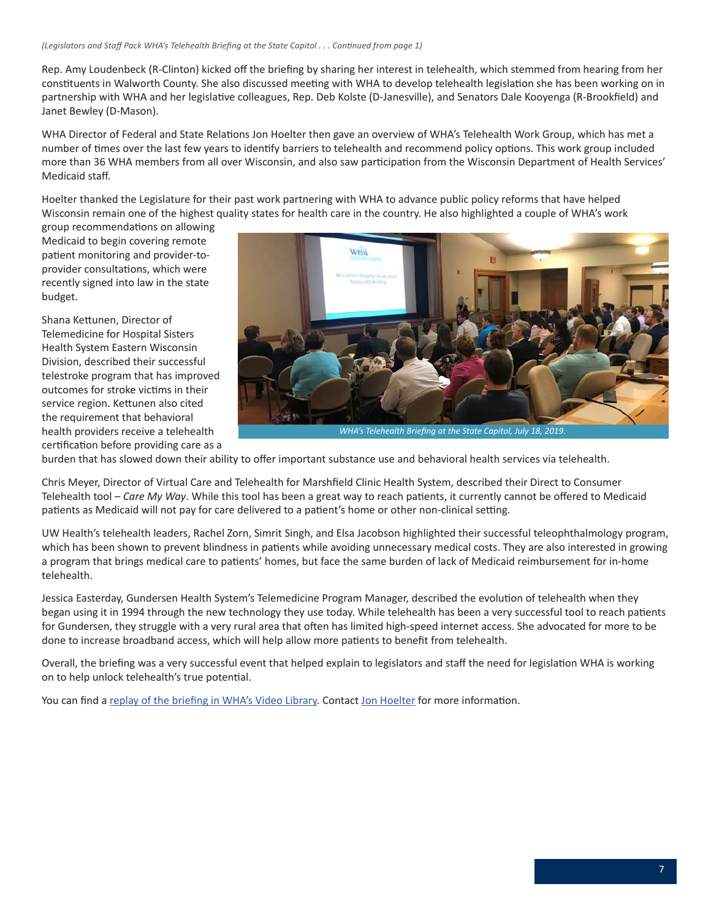*(Legislators and Staff Pack WHA's Telehealth Briefing at the State Capitol . . . Continued from page 1)*

Rep. Amy Loudenbeck (R-Clinton) kicked off the briefing by sharing her interest in telehealth, which stemmed from hearing from her constituents in Walworth County. She also discussed meeting with WHA to develop telehealth legislation she has been working on in partnership with WHA and her legislative colleagues, Rep. Deb Kolste (D-Janesville), and Senators Dale Kooyenga (R-Brookfield) and Janet Bewley (D-Mason).

WHA Director of Federal and State Relations Jon Hoelter then gave an overview of WHA's Telehealth Work Group, which has met a number of times over the last few years to identify barriers to telehealth and recommend policy options. This work group included more than 36 WHA members from all over Wisconsin, and also saw participation from the Wisconsin Department of Health Services' Medicaid staff.

Hoelter thanked the Legislature for their past work partnering with WHA to advance public policy reforms that have helped Wisconsin remain one of the highest quality states for health care in the country. He also highlighted a couple of WHA's work group recommendations on allowing Medicaid to begin covering remote patient monitoring and provider-to-provider consultations, which were recently signed into law in the state budget.

*WHA's Telehealth Briefing at the State Capitol, July 18, 2019.*

Shana Kettunen, Director of Telemedicine for Hospital Sisters Health System Eastern Wisconsin Division, described their successful telestroke program that has improved outcomes for stroke victims in their service region. Kettunen also cited the requirement that behavioral health providers receive a telehealth certification before providing care as a burden that has slowed down their ability to offer important substance use and behavioral health services via telehealth.

Chris Meyer, Director of Virtual Care and Telehealth for Marshfield Clinic Health System, described their Direct to Consumer Telehealth tool – *Care My Way*. While this tool has been a great way to reach patients, it currently cannot be offered to Medicaid patients as Medicaid will not pay for care delivered to a patient's home or other non-clinical setting.

UW Health's telehealth leaders, Rachel Zorn, Simrit Singh, and Elsa Jacobson highlighted their successful teleophthalmology program, which has been shown to prevent blindness in patients while avoiding unnecessary medical costs. They are also interested in growing a program that brings medical care to patients' homes, but face the same burden of lack of Medicaid reimbursement for in-home telehealth.

Jessica Easterday, Gundersen Health System's Telemedicine Program Manager, described the evolution of telehealth when they began using it in 1994 through the new technology they use today. While telehealth has been a very successful tool to reach patients for Gundersen, they struggle with a very rural area that often has limited high-speed internet access. She advocated for more to be done to increase broadband access, which will help allow more patients to benefit from telehealth.

Overall, the briefing was a very successful event that helped explain to legislators and staff the need for legislation WHA is working on to help unlock telehealth's true potential.

You can find a replay of the briefing in WHA's Video Library. Contact Jon Hoelter for more information.